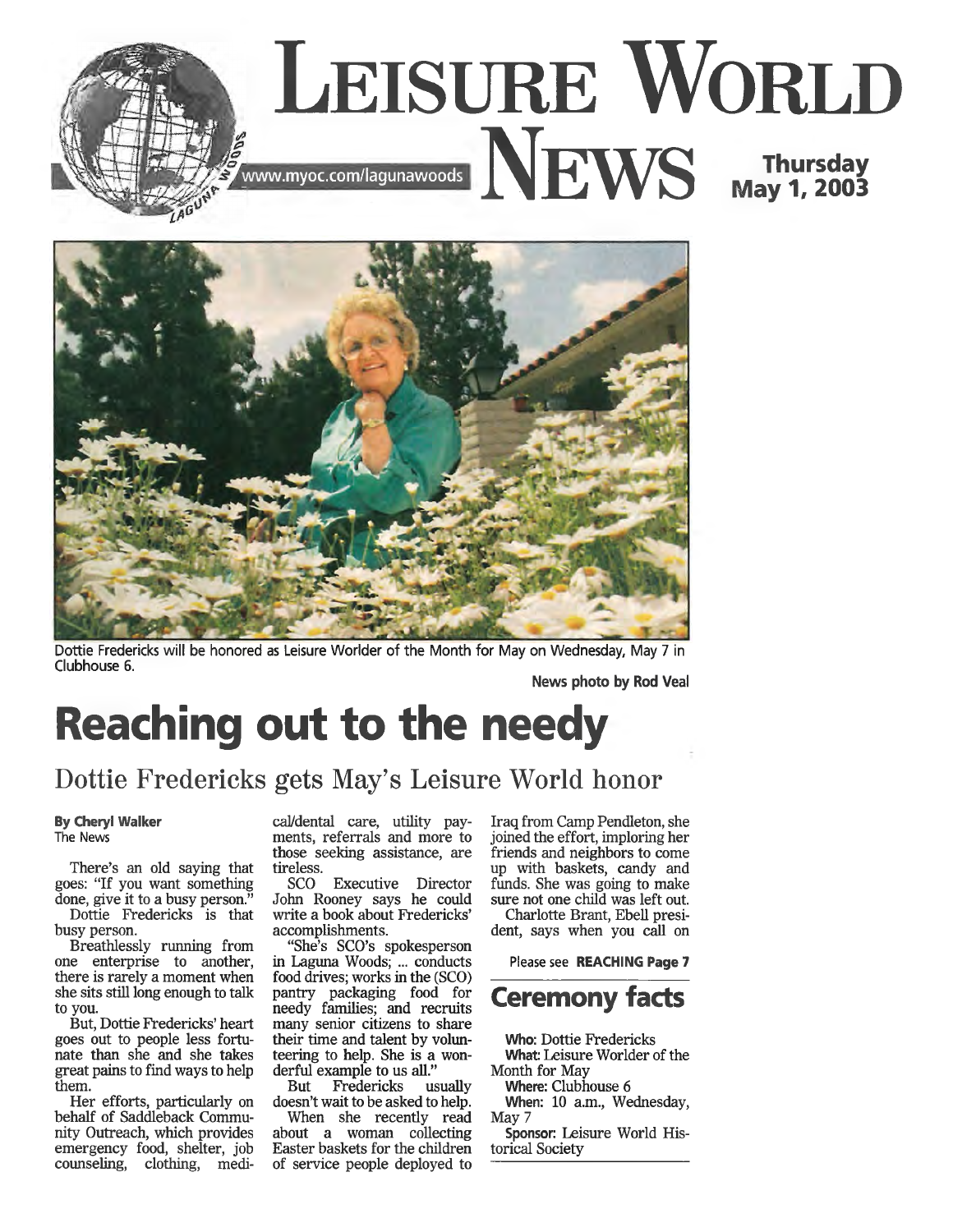# Leisure World News

www.myoc.com/lagunawoods

Thursday May 1, 2003

Dottie Fredericks will be honored as Leisure Worlder of the Month for May on Wednesday, May 7 in Clubhouse 6.

News photo by Rod Veal

# Reaching out to the needy

## Dottie Fredericks gets May's Leisure World honor

**By Cheryl Walker**
The News

There's an old saying that goes: "If you want something done, give it to a busy person."

Dottie Fredericks is that busy person.

Breathlessly running from one enterprise to another, there is rarely a moment when she sits still long enough to talk to you.

But, Dottie Fredericks' heart goes out to people less fortunate than she and she takes great pains to find ways to help them.

Her efforts, particularly on behalf of Saddleback Community Outreach, which provides emergency food, shelter, job counseling, clothing, medical/dental care, utility payments, referrals and more to those seeking assistance, are tireless.

SCO Executive Director John Rooney says he could write a book about Fredericks' accomplishments.

"She's SCO's spokesperson in Laguna Woods; ... conducts food drives; works in the (SCO) pantry packaging food for needy families; and recruits many senior citizens to share their time and talent by volunteering to help. She is a wonderful example to us all."

But Fredericks usually doesn't wait to be asked to help.

When she recently read about a woman collecting Easter baskets for the children of service people deployed to Iraq from Camp Pendleton, she joined the effort, imploring her friends and neighbors to come up with baskets, candy and funds. She was going to make sure not one child was left out.

Charlotte Brant, Ebell president, says when you call on

Please see **REACHING Page 7**

## Ceremony facts

**Who:** Dottie Fredericks
**What:** Leisure Worlder of the Month for May
**Where:** Clubhouse 6
**When:** 10 a.m., Wednesday, May 7
**Sponsor:** Leisure World Historical Society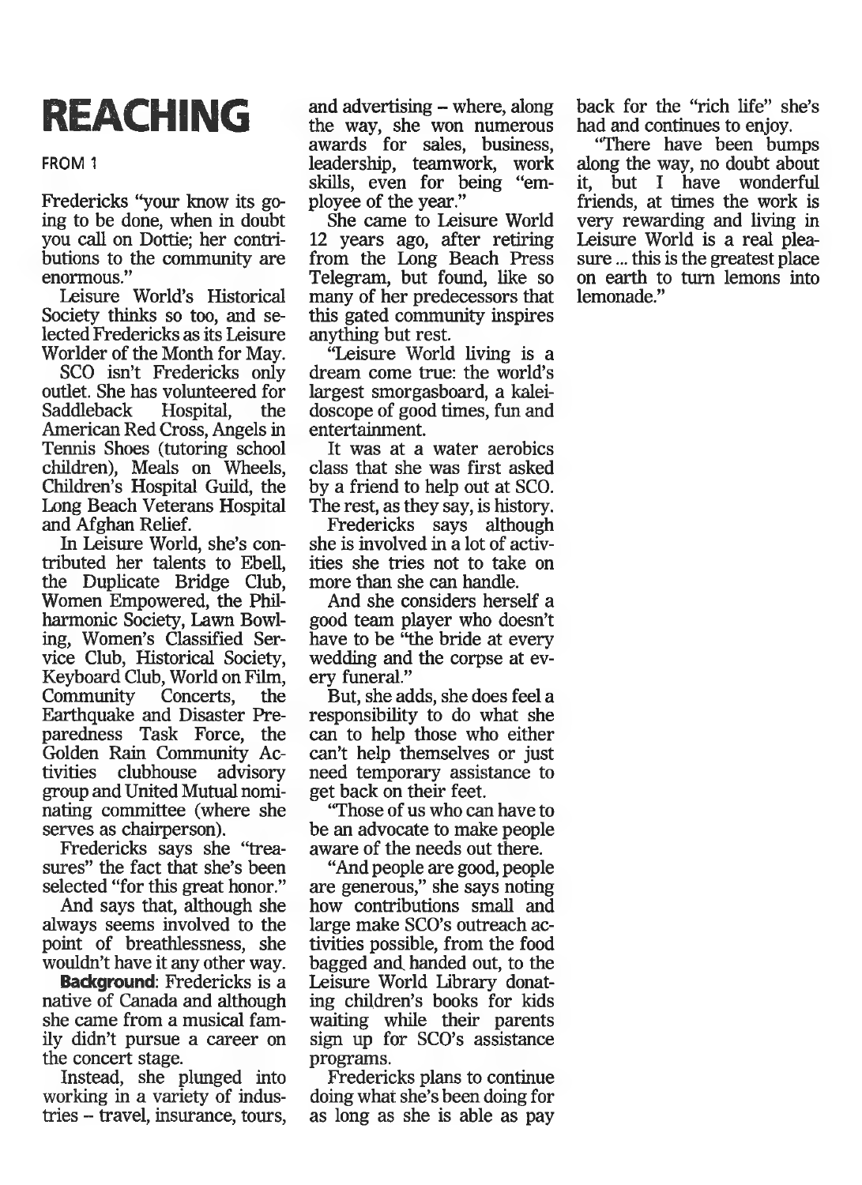# REACHING

FROM 1

Fredericks "your know its going to be done, when in doubt you call on Dottie; her contributions to the community are enormous."

Leisure World's Historical Society thinks so too, and selected Fredericks as its Leisure Worlder of the Month for May.

SCO isn't Fredericks only outlet. She has volunteered for Saddleback Hospital, the American Red Cross, Angels in Tennis Shoes (tutoring school children), Meals on Wheels, Children's Hospital Guild, the Long Beach Veterans Hospital and Afghan Relief.

In Leisure World, she's contributed her talents to Ebell, the Duplicate Bridge Club, Women Empowered, the Philharmonic Society, Lawn Bowling, Women's Classified Service Club, Historical Society, Keyboard Club, World on Film, Community Concerts, the Earthquake and Disaster Preparedness Task Force, the Golden Rain Community Activities clubhouse advisory group and United Mutual nominating committee (where she serves as chairperson).

Fredericks says she "treasures" the fact that she's been selected "for this great honor."

And says that, although she always seems involved to the point of breathlessness, she wouldn't have it any other way.

**Background**: Fredericks is a native of Canada and although she came from a musical family didn't pursue a career on the concert stage.

Instead, she plunged into working in a variety of industries – travel, insurance, tours, and advertising – where, along the way, she won numerous awards for sales, business, leadership, teamwork, work skills, even for being "employee of the year."

She came to Leisure World 12 years ago, after retiring from the Long Beach Press Telegram, but found, like so many of her predecessors that this gated community inspires anything but rest.

"Leisure World living is a dream come true: the world's largest smorgasboard, a kaleidoscope of good times, fun and entertainment.

It was at a water aerobics class that she was first asked by a friend to help out at SCO. The rest, as they say, is history.

Fredericks says although she is involved in a lot of activities she tries not to take on more than she can handle.

And she considers herself a good team player who doesn't have to be "the bride at every wedding and the corpse at every funeral."

But, she adds, she does feel a responsibility to do what she can to help those who either can't help themselves or just need temporary assistance to get back on their feet.

"Those of us who can have to be an advocate to make people aware of the needs out there.

"And people are good, people are generous," she says noting how contributions small and large make SCO's outreach activities possible, from the food bagged and handed out, to the Leisure World Library donating children's books for kids waiting while their parents sign up for SCO's assistance programs.

Fredericks plans to continue doing what she's been doing for as long as she is able as pay back for the "rich life" she's had and continues to enjoy.

"There have been bumps along the way, no doubt about it, but I have wonderful friends, at times the work is very rewarding and living in Leisure World is a real pleasure ... this is the greatest place on earth to turn lemons into lemonade."